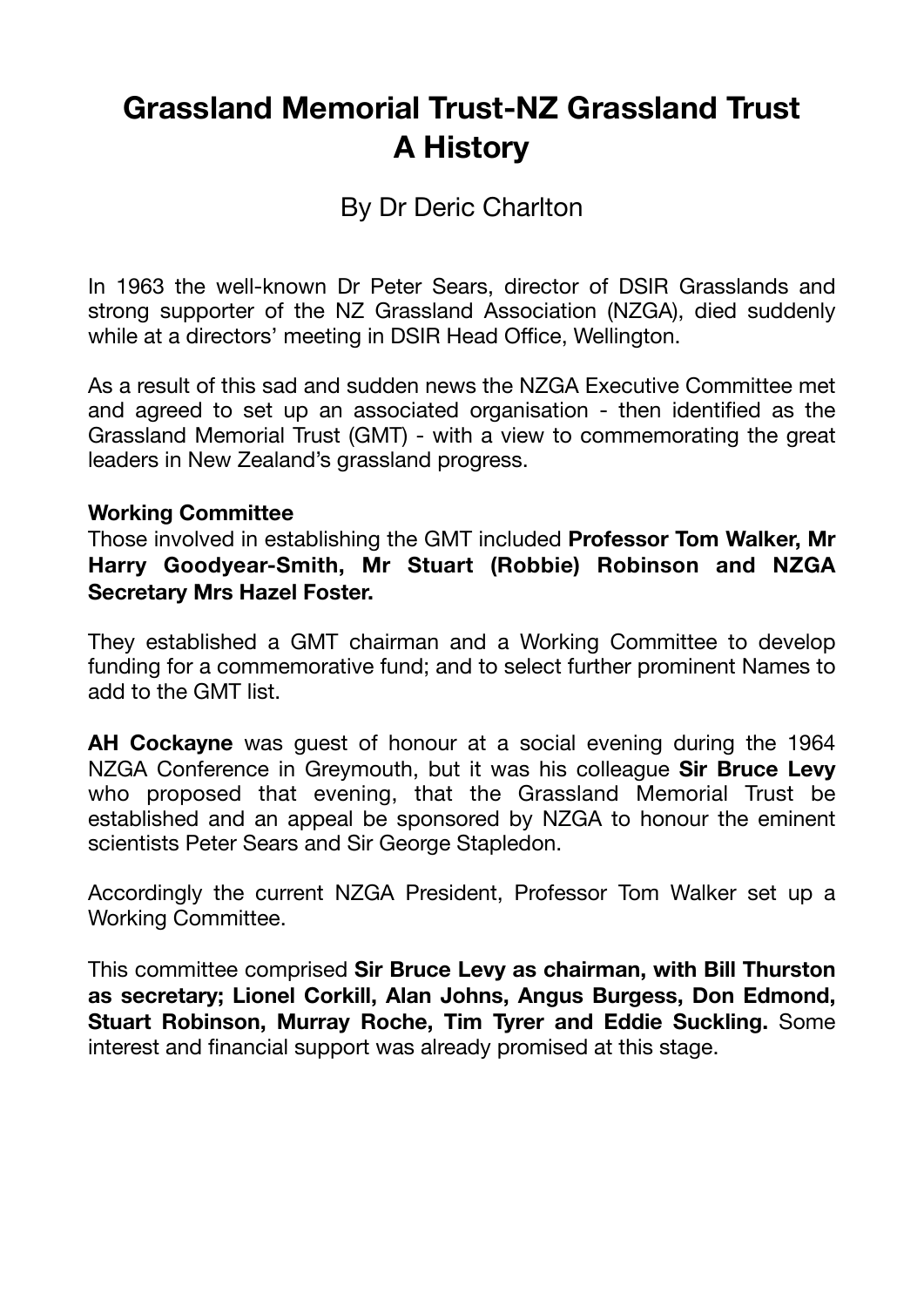# Grassland Memorial Trust-NZ Grassland Trust A History

By Dr Deric Charlton

In 1963 the well-known Dr Peter Sears, director of DSIR Grasslands and strong supporter of the NZ Grassland Association (NZGA), died suddenly while at a directors' meeting in DSIR Head Office, Wellington.

As a result of this sad and sudden news the NZGA Executive Committee met and agreed to set up an associated organisation - then identified as the Grassland Memorial Trust (GMT) - with a view to commemorating the great leaders in New Zealand's grassland progress.

**Working Committee**

Those involved in establishing the GMT included **Professor Tom Walker, Mr Harry Goodyear-Smith, Mr Stuart (Robbie) Robinson and NZGA Secretary Mrs Hazel Foster.**

They established a GMT chairman and a Working Committee to develop funding for a commemorative fund; and to select further prominent Names to add to the GMT list.

**AH Cockayne** was guest of honour at a social evening during the 1964 NZGA Conference in Greymouth, but it was his colleague **Sir Bruce Levy** who proposed that evening, that the Grassland Memorial Trust be established and an appeal be sponsored by NZGA to honour the eminent scientists Peter Sears and Sir George Stapledon.

Accordingly the current NZGA President, Professor Tom Walker set up a Working Committee.

This committee comprised **Sir Bruce Levy as chairman, with Bill Thurston as secretary; Lionel Corkill, Alan Johns, Angus Burgess, Don Edmond, Stuart Robinson, Murray Roche, Tim Tyrer and Eddie Suckling.** Some interest and financial support was already promised at this stage.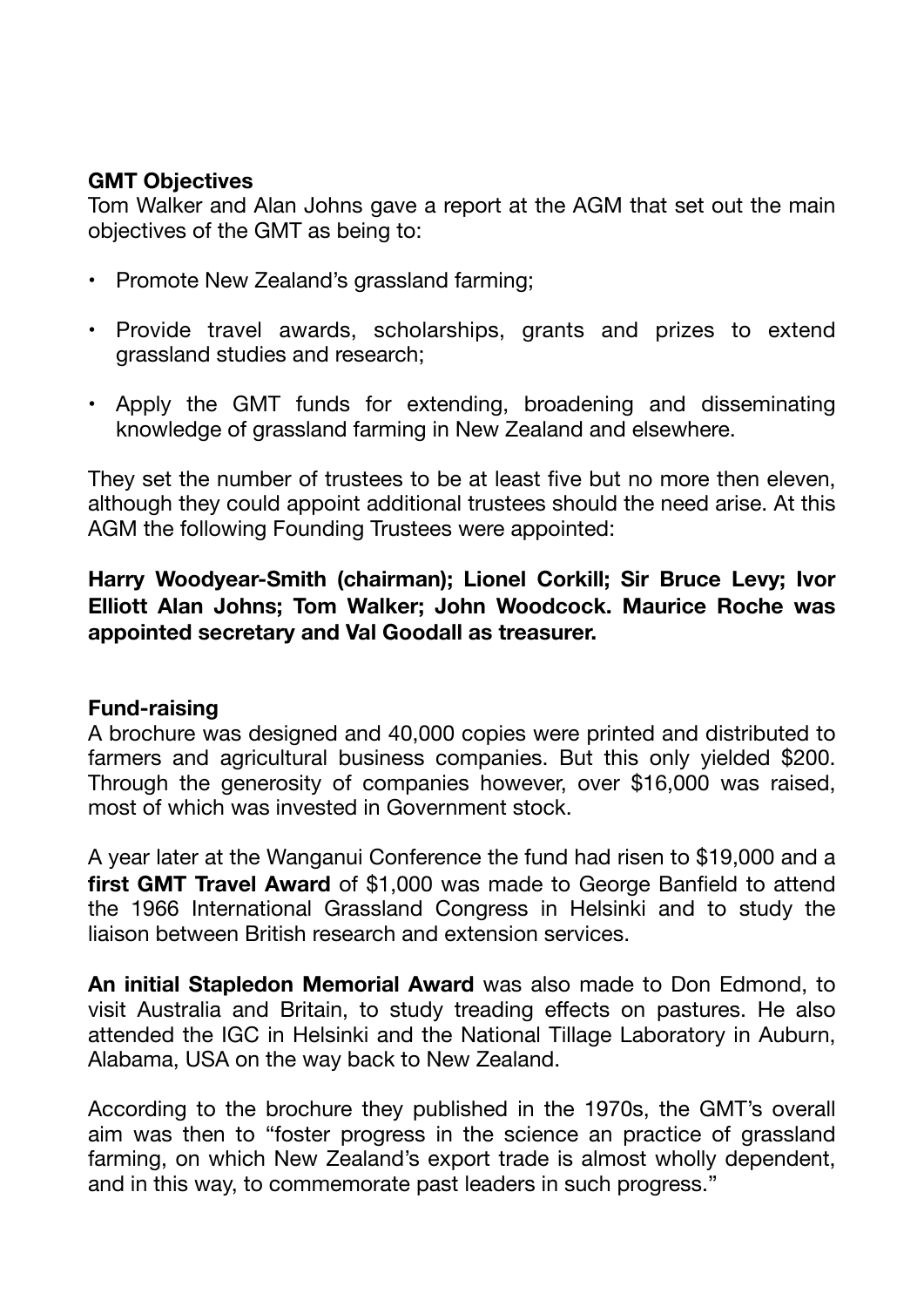**GMT Objectives**

Tom Walker and Alan Johns gave a report at the AGM that set out the main objectives of the GMT as being to:

- Promote New Zealand's grassland farming;
- Provide travel awards, scholarships, grants and prizes to extend grassland studies and research;
- Apply the GMT funds for extending, broadening and disseminating knowledge of grassland farming in New Zealand and elsewhere.

They set the number of trustees to be at least five but no more then eleven, although they could appoint additional trustees should the need arise. At this AGM the following Founding Trustees were appointed:

**Harry Woodyear-Smith (chairman); Lionel Corkill; Sir Bruce Levy; Ivor Elliott Alan Johns; Tom Walker; John Woodcock. Maurice Roche was appointed secretary and Val Goodall as treasurer.**

**Fund-raising**

A brochure was designed and 40,000 copies were printed and distributed to farmers and agricultural business companies. But this only yielded $200. Through the generosity of companies however, over $16,000 was raised, most of which was invested in Government stock.

A year later at the Wanganui Conference the fund had risen to $19,000 and a **first GMT Travel Award** of $1,000 was made to George Banfield to attend the 1966 International Grassland Congress in Helsinki and to study the liaison between British research and extension services.

**An initial Stapledon Memorial Award** was also made to Don Edmond, to visit Australia and Britain, to study treading effects on pastures. He also attended the IGC in Helsinki and the National Tillage Laboratory in Auburn, Alabama, USA on the way back to New Zealand.

According to the brochure they published in the 1970s, the GMT's overall aim was then to "foster progress in the science an practice of grassland farming, on which New Zealand's export trade is almost wholly dependent, and in this way, to commemorate past leaders in such progress."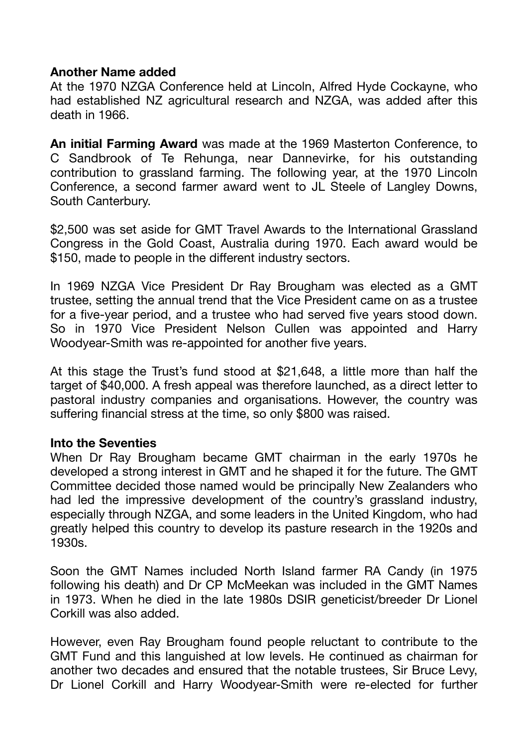**Another Name added**
At the 1970 NZGA Conference held at Lincoln, Alfred Hyde Cockayne, who had established NZ agricultural research and NZGA, was added after this death in 1966.

**An initial Farming Award** was made at the 1969 Masterton Conference, to C Sandbrook of Te Rehunga, near Dannevirke, for his outstanding contribution to grassland farming. The following year, at the 1970 Lincoln Conference, a second farmer award went to JL Steele of Langley Downs, South Canterbury.

$2,500 was set aside for GMT Travel Awards to the International Grassland Congress in the Gold Coast, Australia during 1970. Each award would be $150, made to people in the different industry sectors.

In 1969 NZGA Vice President Dr Ray Brougham was elected as a GMT trustee, setting the annual trend that the Vice President came on as a trustee for a five-year period, and a trustee who had served five years stood down. So in 1970 Vice President Nelson Cullen was appointed and Harry Woodyear-Smith was re-appointed for another five years.

At this stage the Trust's fund stood at $21,648, a little more than half the target of $40,000. A fresh appeal was therefore launched, as a direct letter to pastoral industry companies and organisations. However, the country was suffering financial stress at the time, so only $800 was raised.

**Into the Seventies**
When Dr Ray Brougham became GMT chairman in the early 1970s he developed a strong interest in GMT and he shaped it for the future. The GMT Committee decided those named would be principally New Zealanders who had led the impressive development of the country's grassland industry, especially through NZGA, and some leaders in the United Kingdom, who had greatly helped this country to develop its pasture research in the 1920s and 1930s.

Soon the GMT Names included North Island farmer RA Candy (in 1975 following his death) and Dr CP McMeekan was included in the GMT Names in 1973. When he died in the late 1980s DSIR geneticist/breeder Dr Lionel Corkill was also added.

However, even Ray Brougham found people reluctant to contribute to the GMT Fund and this languished at low levels. He continued as chairman for another two decades and ensured that the notable trustees, Sir Bruce Levy, Dr Lionel Corkill and Harry Woodyear-Smith were re-elected for further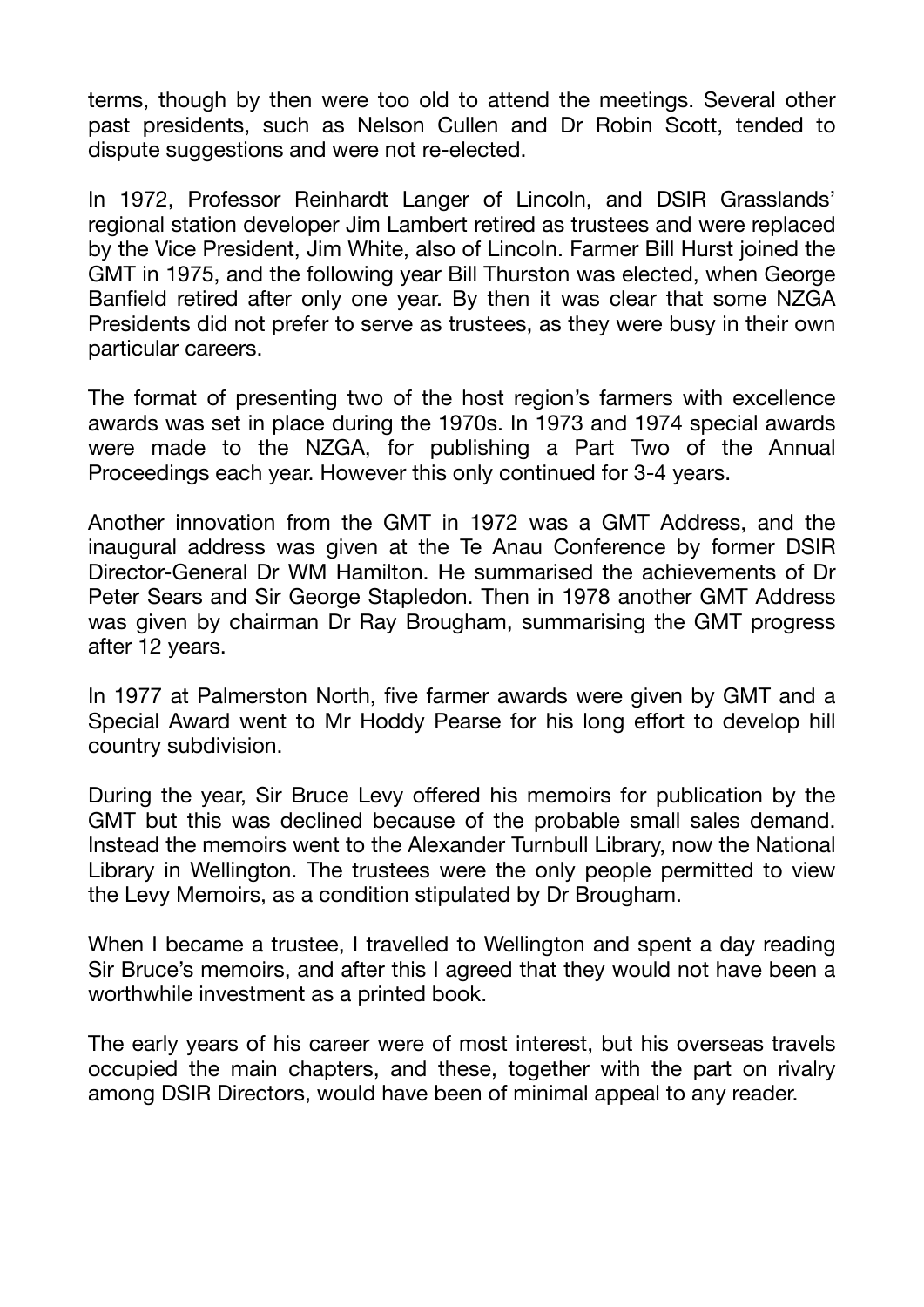terms, though by then were too old to attend the meetings. Several other past presidents, such as Nelson Cullen and Dr Robin Scott, tended to dispute suggestions and were not re-elected.

In 1972, Professor Reinhardt Langer of Lincoln, and DSIR Grasslands' regional station developer Jim Lambert retired as trustees and were replaced by the Vice President, Jim White, also of Lincoln. Farmer Bill Hurst joined the GMT in 1975, and the following year Bill Thurston was elected, when George Banfield retired after only one year. By then it was clear that some NZGA Presidents did not prefer to serve as trustees, as they were busy in their own particular careers.

The format of presenting two of the host region's farmers with excellence awards was set in place during the 1970s. In 1973 and 1974 special awards were made to the NZGA, for publishing a Part Two of the Annual Proceedings each year. However this only continued for 3-4 years.

Another innovation from the GMT in 1972 was a GMT Address, and the inaugural address was given at the Te Anau Conference by former DSIR Director-General Dr WM Hamilton. He summarised the achievements of Dr Peter Sears and Sir George Stapledon. Then in 1978 another GMT Address was given by chairman Dr Ray Brougham, summarising the GMT progress after 12 years.

In 1977 at Palmerston North, five farmer awards were given by GMT and a Special Award went to Mr Hoddy Pearse for his long effort to develop hill country subdivision.

During the year, Sir Bruce Levy offered his memoirs for publication by the GMT but this was declined because of the probable small sales demand. Instead the memoirs went to the Alexander Turnbull Library, now the National Library in Wellington. The trustees were the only people permitted to view the Levy Memoirs, as a condition stipulated by Dr Brougham.

When I became a trustee, I travelled to Wellington and spent a day reading Sir Bruce's memoirs, and after this I agreed that they would not have been a worthwhile investment as a printed book.

The early years of his career were of most interest, but his overseas travels occupied the main chapters, and these, together with the part on rivalry among DSIR Directors, would have been of minimal appeal to any reader.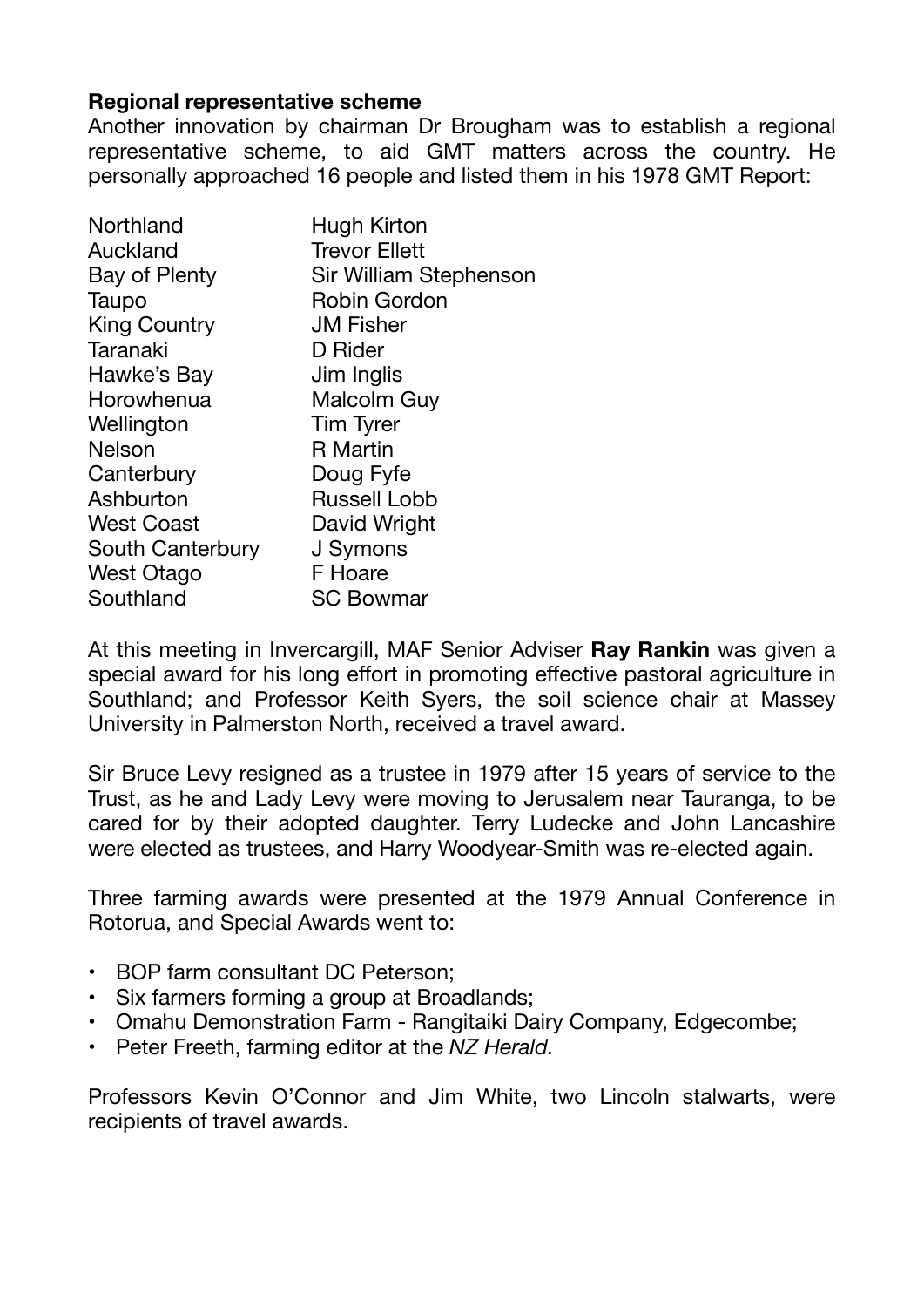**Regional representative scheme**

Another innovation by chairman Dr Brougham was to establish a regional representative scheme, to aid GMT matters across the country. He personally approached 16 people and listed them in his 1978 GMT Report:

| | |
|---|---|
| Northland | Hugh Kirton |
| Auckland | Trevor Ellett |
| Bay of Plenty | Sir William Stephenson |
| Taupo | Robin Gordon |
| King Country | JM Fisher |
| Taranaki | D Rider |
| Hawke's Bay | Jim Inglis |
| Horowhenua | Malcolm Guy |
| Wellington | Tim Tyrer |
| Nelson | R Martin |
| Canterbury | Doug Fyfe |
| Ashburton | Russell Lobb |
| West Coast | David Wright |
| South Canterbury | J Symons |
| West Otago | F Hoare |
| Southland | SC Bowmar |

At this meeting in Invercargill, MAF Senior Adviser **Ray Rankin** was given a special award for his long effort in promoting effective pastoral agriculture in Southland; and Professor Keith Syers, the soil science chair at Massey University in Palmerston North, received a travel award.

Sir Bruce Levy resigned as a trustee in 1979 after 15 years of service to the Trust, as he and Lady Levy were moving to Jerusalem near Tauranga, to be cared for by their adopted daughter. Terry Ludecke and John Lancashire were elected as trustees, and Harry Woodyear-Smith was re-elected again.

Three farming awards were presented at the 1979 Annual Conference in Rotorua, and Special Awards went to:

- BOP farm consultant DC Peterson;
- Six farmers forming a group at Broadlands;
- Omahu Demonstration Farm - Rangitaiki Dairy Company, Edgecombe;
- Peter Freeth, farming editor at the *NZ Herald.*

Professors Kevin O'Connor and Jim White, two Lincoln stalwarts, were recipients of travel awards.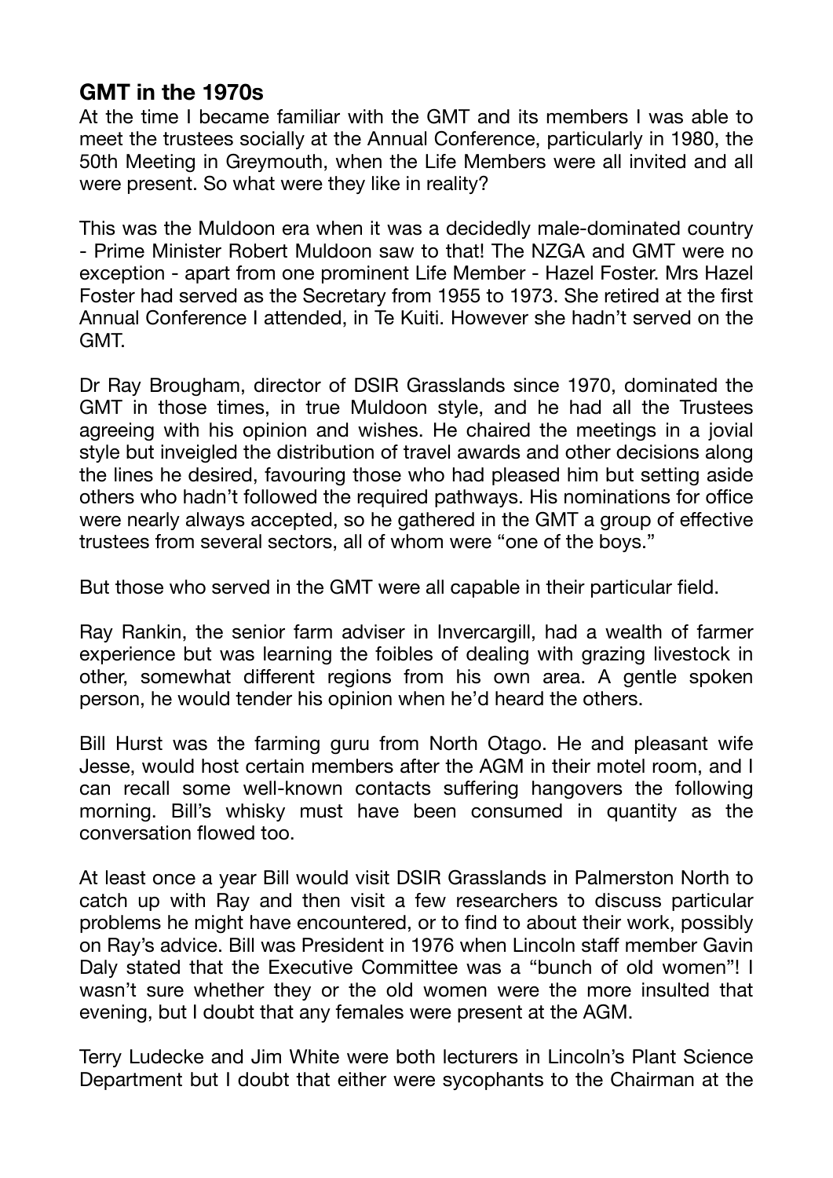## GMT in the 1970s

At the time I became familiar with the GMT and its members I was able to meet the trustees socially at the Annual Conference, particularly in 1980, the 50th Meeting in Greymouth, when the Life Members were all invited and all were present. So what were they like in reality?

This was the Muldoon era when it was a decidedly male-dominated country - Prime Minister Robert Muldoon saw to that! The NZGA and GMT were no exception - apart from one prominent Life Member - Hazel Foster. Mrs Hazel Foster had served as the Secretary from 1955 to 1973. She retired at the first Annual Conference I attended, in Te Kuiti. However she hadn't served on the GMT.

Dr Ray Brougham, director of DSIR Grasslands since 1970, dominated the GMT in those times, in true Muldoon style, and he had all the Trustees agreeing with his opinion and wishes. He chaired the meetings in a jovial style but inveigled the distribution of travel awards and other decisions along the lines he desired, favouring those who had pleased him but setting aside others who hadn't followed the required pathways. His nominations for office were nearly always accepted, so he gathered in the GMT a group of effective trustees from several sectors, all of whom were "one of the boys."

But those who served in the GMT were all capable in their particular field.

Ray Rankin, the senior farm adviser in Invercargill, had a wealth of farmer experience but was learning the foibles of dealing with grazing livestock in other, somewhat different regions from his own area. A gentle spoken person, he would tender his opinion when he'd heard the others.

Bill Hurst was the farming guru from North Otago. He and pleasant wife Jesse, would host certain members after the AGM in their motel room, and I can recall some well-known contacts suffering hangovers the following morning. Bill's whisky must have been consumed in quantity as the conversation flowed too.

At least once a year Bill would visit DSIR Grasslands in Palmerston North to catch up with Ray and then visit a few researchers to discuss particular problems he might have encountered, or to find to about their work, possibly on Ray's advice. Bill was President in 1976 when Lincoln staff member Gavin Daly stated that the Executive Committee was a "bunch of old women"! I wasn't sure whether they or the old women were the more insulted that evening, but I doubt that any females were present at the AGM.

Terry Ludecke and Jim White were both lecturers in Lincoln's Plant Science Department but I doubt that either were sycophants to the Chairman at the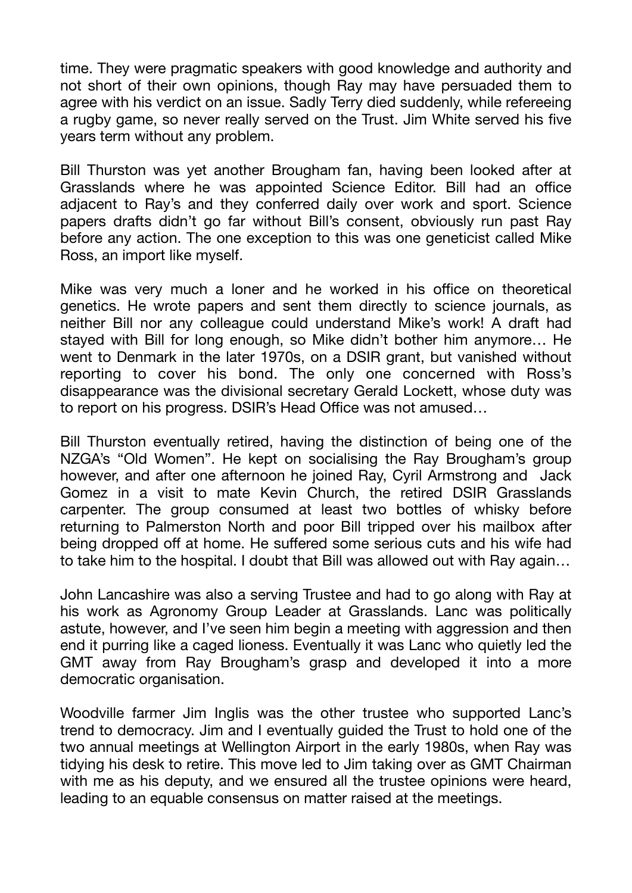time. They were pragmatic speakers with good knowledge and authority and not short of their own opinions, though Ray may have persuaded them to agree with his verdict on an issue. Sadly Terry died suddenly, while refereeing a rugby game, so never really served on the Trust. Jim White served his five years term without any problem.

Bill Thurston was yet another Brougham fan, having been looked after at Grasslands where he was appointed Science Editor. Bill had an office adjacent to Ray's and they conferred daily over work and sport. Science papers drafts didn't go far without Bill's consent, obviously run past Ray before any action. The one exception to this was one geneticist called Mike Ross, an import like myself.

Mike was very much a loner and he worked in his office on theoretical genetics. He wrote papers and sent them directly to science journals, as neither Bill nor any colleague could understand Mike's work! A draft had stayed with Bill for long enough, so Mike didn't bother him anymore… He went to Denmark in the later 1970s, on a DSIR grant, but vanished without reporting to cover his bond. The only one concerned with Ross's disappearance was the divisional secretary Gerald Lockett, whose duty was to report on his progress. DSIR's Head Office was not amused…

Bill Thurston eventually retired, having the distinction of being one of the NZGA's "Old Women". He kept on socialising the Ray Brougham's group however, and after one afternoon he joined Ray, Cyril Armstrong and Jack Gomez in a visit to mate Kevin Church, the retired DSIR Grasslands carpenter. The group consumed at least two bottles of whisky before returning to Palmerston North and poor Bill tripped over his mailbox after being dropped off at home. He suffered some serious cuts and his wife had to take him to the hospital. I doubt that Bill was allowed out with Ray again…

John Lancashire was also a serving Trustee and had to go along with Ray at his work as Agronomy Group Leader at Grasslands. Lanc was politically astute, however, and I've seen him begin a meeting with aggression and then end it purring like a caged lioness. Eventually it was Lanc who quietly led the GMT away from Ray Brougham's grasp and developed it into a more democratic organisation.

Woodville farmer Jim Inglis was the other trustee who supported Lanc's trend to democracy. Jim and I eventually guided the Trust to hold one of the two annual meetings at Wellington Airport in the early 1980s, when Ray was tidying his desk to retire. This move led to Jim taking over as GMT Chairman with me as his deputy, and we ensured all the trustee opinions were heard, leading to an equable consensus on matter raised at the meetings.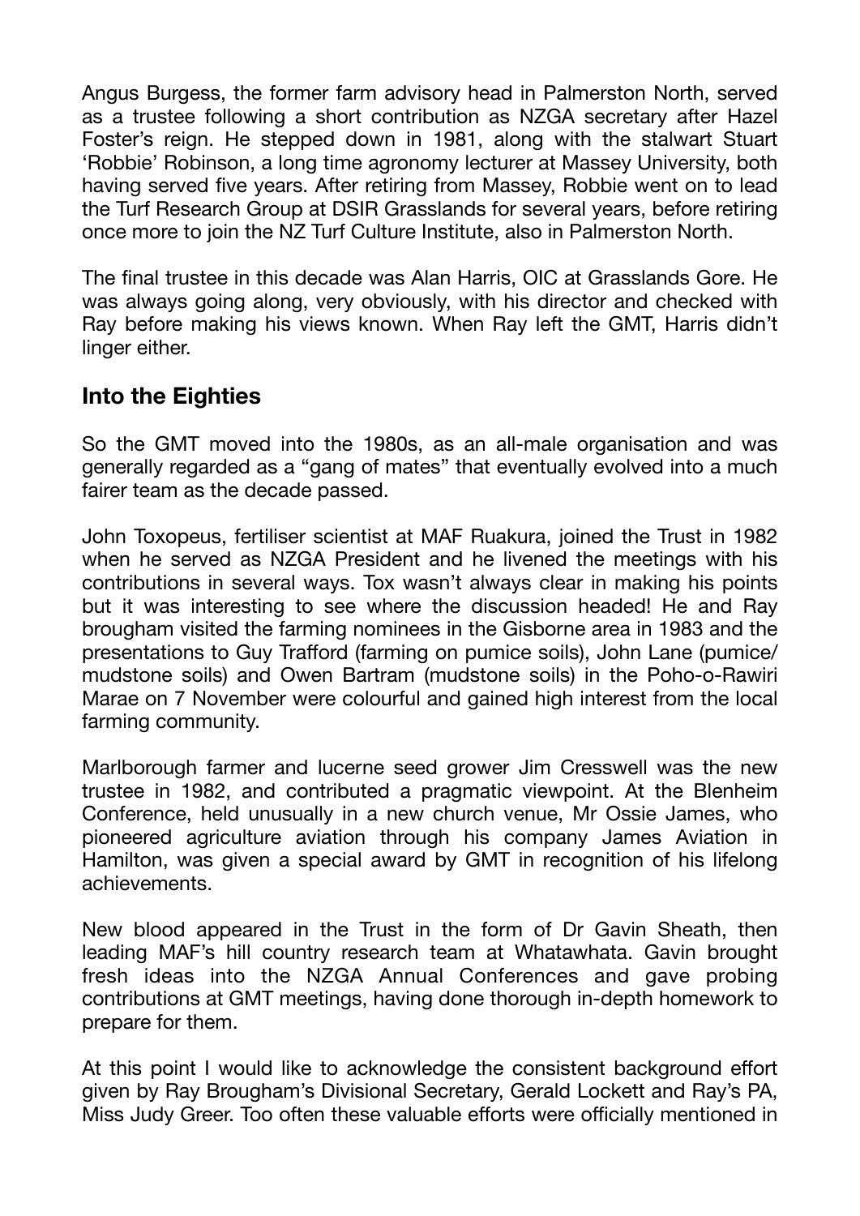Angus Burgess, the former farm advisory head in Palmerston North, served as a trustee following a short contribution as NZGA secretary after Hazel Foster's reign. He stepped down in 1981, along with the stalwart Stuart 'Robbie' Robinson, a long time agronomy lecturer at Massey University, both having served five years. After retiring from Massey, Robbie went on to lead the Turf Research Group at DSIR Grasslands for several years, before retiring once more to join the NZ Turf Culture Institute, also in Palmerston North.

The final trustee in this decade was Alan Harris, OIC at Grasslands Gore. He was always going along, very obviously, with his director and checked with Ray before making his views known. When Ray left the GMT, Harris didn't linger either.

## Into the Eighties

So the GMT moved into the 1980s, as an all-male organisation and was generally regarded as a "gang of mates" that eventually evolved into a much fairer team as the decade passed.

John Toxopeus, fertiliser scientist at MAF Ruakura, joined the Trust in 1982 when he served as NZGA President and he livened the meetings with his contributions in several ways. Tox wasn't always clear in making his points but it was interesting to see where the discussion headed! He and Ray brougham visited the farming nominees in the Gisborne area in 1983 and the presentations to Guy Trafford (farming on pumice soils), John Lane (pumice/ mudstone soils) and Owen Bartram (mudstone soils) in the Poho-o-Rawiri Marae on 7 November were colourful and gained high interest from the local farming community.

Marlborough farmer and lucerne seed grower Jim Cresswell was the new trustee in 1982, and contributed a pragmatic viewpoint. At the Blenheim Conference, held unusually in a new church venue, Mr Ossie James, who pioneered agriculture aviation through his company James Aviation in Hamilton, was given a special award by GMT in recognition of his lifelong achievements.

New blood appeared in the Trust in the form of Dr Gavin Sheath, then leading MAF's hill country research team at Whatawhata. Gavin brought fresh ideas into the NZGA Annual Conferences and gave probing contributions at GMT meetings, having done thorough in-depth homework to prepare for them.

At this point I would like to acknowledge the consistent background effort given by Ray Brougham's Divisional Secretary, Gerald Lockett and Ray's PA, Miss Judy Greer. Too often these valuable efforts were officially mentioned in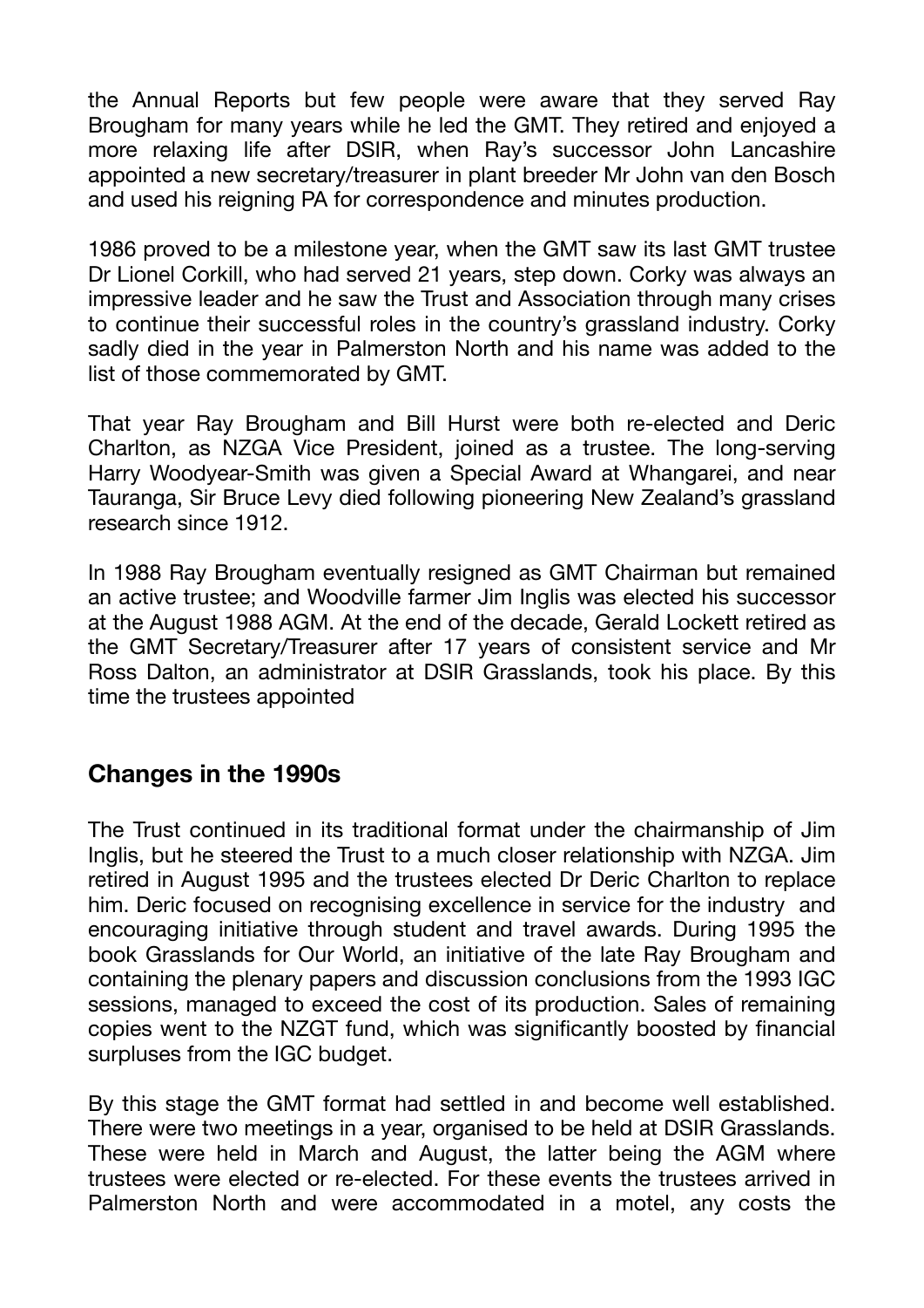the Annual Reports but few people were aware that they served Ray Brougham for many years while he led the GMT. They retired and enjoyed a more relaxing life after DSIR, when Ray's successor John Lancashire appointed a new secretary/treasurer in plant breeder Mr John van den Bosch and used his reigning PA for correspondence and minutes production.

1986 proved to be a milestone year, when the GMT saw its last GMT trustee Dr Lionel Corkill, who had served 21 years, step down. Corky was always an impressive leader and he saw the Trust and Association through many crises to continue their successful roles in the country's grassland industry. Corky sadly died in the year in Palmerston North and his name was added to the list of those commemorated by GMT.

That year Ray Brougham and Bill Hurst were both re-elected and Deric Charlton, as NZGA Vice President, joined as a trustee. The long-serving Harry Woodyear-Smith was given a Special Award at Whangarei, and near Tauranga, Sir Bruce Levy died following pioneering New Zealand's grassland research since 1912.

In 1988 Ray Brougham eventually resigned as GMT Chairman but remained an active trustee; and Woodville farmer Jim Inglis was elected his successor at the August 1988 AGM. At the end of the decade, Gerald Lockett retired as the GMT Secretary/Treasurer after 17 years of consistent service and Mr Ross Dalton, an administrator at DSIR Grasslands, took his place. By this time the trustees appointed

## Changes in the 1990s

The Trust continued in its traditional format under the chairmanship of Jim Inglis, but he steered the Trust to a much closer relationship with NZGA. Jim retired in August 1995 and the trustees elected Dr Deric Charlton to replace him. Deric focused on recognising excellence in service for the industry and encouraging initiative through student and travel awards. During 1995 the book Grasslands for Our World, an initiative of the late Ray Brougham and containing the plenary papers and discussion conclusions from the 1993 IGC sessions, managed to exceed the cost of its production. Sales of remaining copies went to the NZGT fund, which was significantly boosted by financial surpluses from the IGC budget.

By this stage the GMT format had settled in and become well established. There were two meetings in a year, organised to be held at DSIR Grasslands. These were held in March and August, the latter being the AGM where trustees were elected or re-elected. For these events the trustees arrived in Palmerston North and were accommodated in a motel, any costs the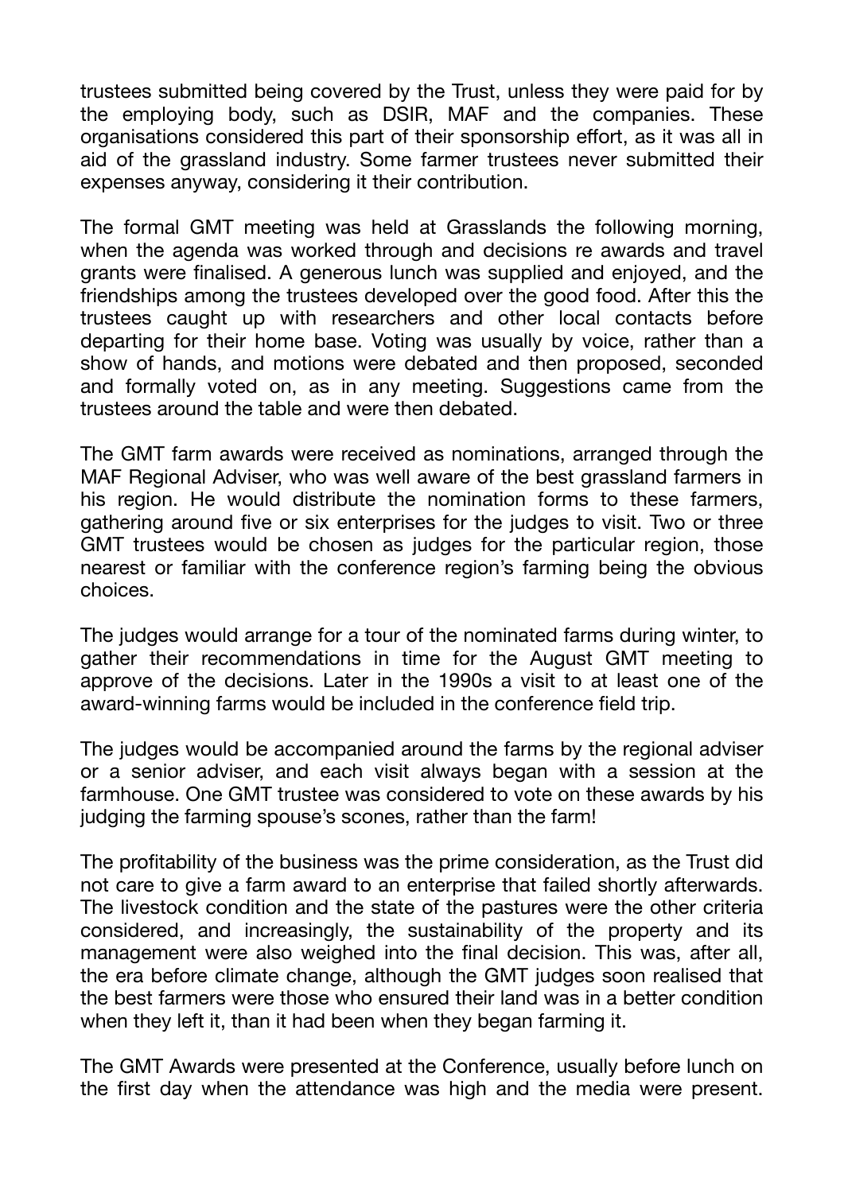trustees submitted being covered by the Trust, unless they were paid for by the employing body, such as DSIR, MAF and the companies. These organisations considered this part of their sponsorship effort, as it was all in aid of the grassland industry. Some farmer trustees never submitted their expenses anyway, considering it their contribution.

The formal GMT meeting was held at Grasslands the following morning, when the agenda was worked through and decisions re awards and travel grants were finalised. A generous lunch was supplied and enjoyed, and the friendships among the trustees developed over the good food. After this the trustees caught up with researchers and other local contacts before departing for their home base. Voting was usually by voice, rather than a show of hands, and motions were debated and then proposed, seconded and formally voted on, as in any meeting. Suggestions came from the trustees around the table and were then debated.

The GMT farm awards were received as nominations, arranged through the MAF Regional Adviser, who was well aware of the best grassland farmers in his region. He would distribute the nomination forms to these farmers, gathering around five or six enterprises for the judges to visit. Two or three GMT trustees would be chosen as judges for the particular region, those nearest or familiar with the conference region's farming being the obvious choices.

The judges would arrange for a tour of the nominated farms during winter, to gather their recommendations in time for the August GMT meeting to approve of the decisions. Later in the 1990s a visit to at least one of the award-winning farms would be included in the conference field trip.

The judges would be accompanied around the farms by the regional adviser or a senior adviser, and each visit always began with a session at the farmhouse. One GMT trustee was considered to vote on these awards by his judging the farming spouse's scones, rather than the farm!

The profitability of the business was the prime consideration, as the Trust did not care to give a farm award to an enterprise that failed shortly afterwards. The livestock condition and the state of the pastures were the other criteria considered, and increasingly, the sustainability of the property and its management were also weighed into the final decision. This was, after all, the era before climate change, although the GMT judges soon realised that the best farmers were those who ensured their land was in a better condition when they left it, than it had been when they began farming it.

The GMT Awards were presented at the Conference, usually before lunch on the first day when the attendance was high and the media were present.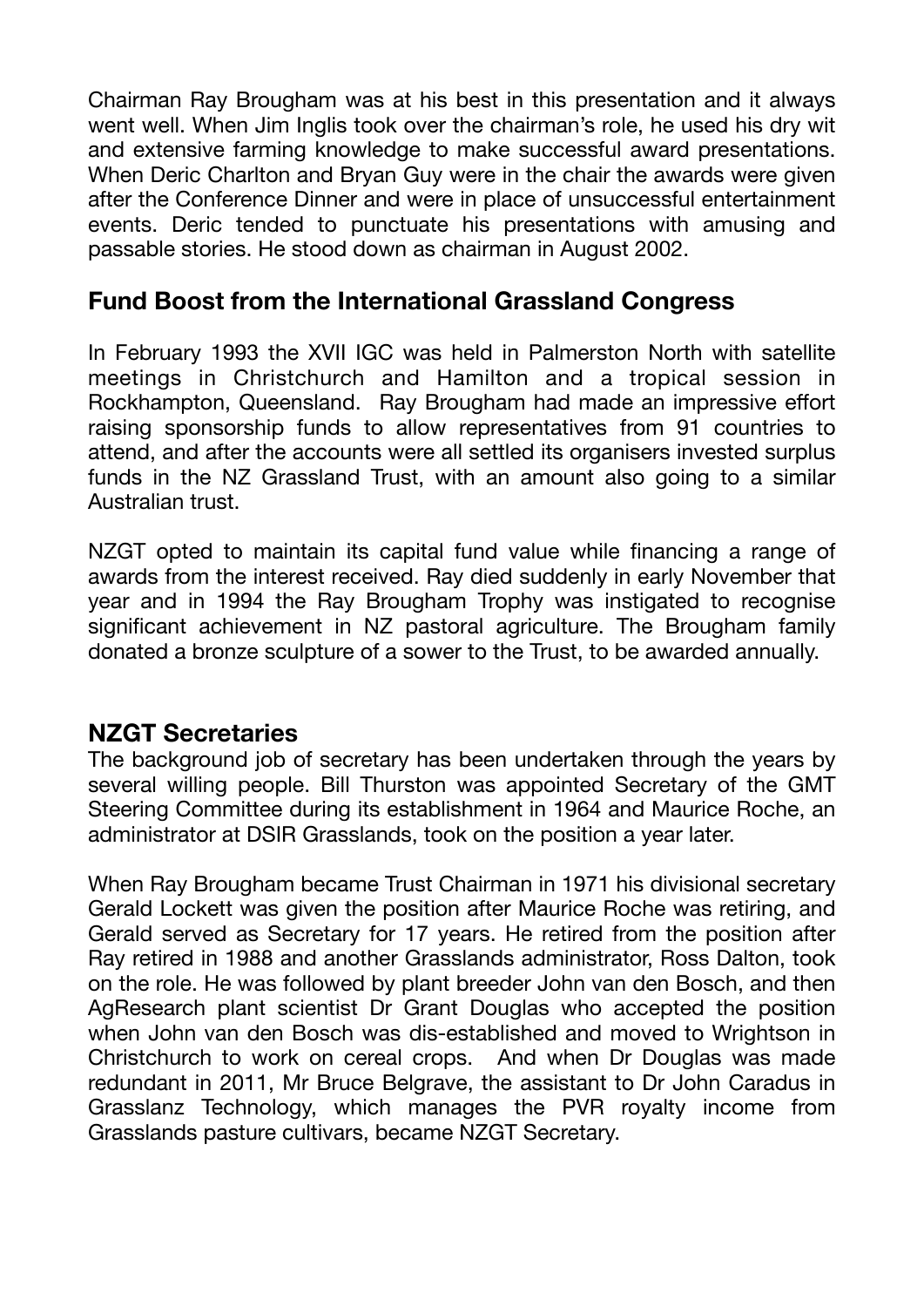Chairman Ray Brougham was at his best in this presentation and it always went well. When Jim Inglis took over the chairman's role, he used his dry wit and extensive farming knowledge to make successful award presentations. When Deric Charlton and Bryan Guy were in the chair the awards were given after the Conference Dinner and were in place of unsuccessful entertainment events. Deric tended to punctuate his presentations with amusing and passable stories. He stood down as chairman in August 2002.

## Fund Boost from the International Grassland Congress

In February 1993 the XVII IGC was held in Palmerston North with satellite meetings in Christchurch and Hamilton and a tropical session in Rockhampton, Queensland. Ray Brougham had made an impressive effort raising sponsorship funds to allow representatives from 91 countries to attend, and after the accounts were all settled its organisers invested surplus funds in the NZ Grassland Trust, with an amount also going to a similar Australian trust.

NZGT opted to maintain its capital fund value while financing a range of awards from the interest received. Ray died suddenly in early November that year and in 1994 the Ray Brougham Trophy was instigated to recognise significant achievement in NZ pastoral agriculture. The Brougham family donated a bronze sculpture of a sower to the Trust, to be awarded annually.

## NZGT Secretaries

The background job of secretary has been undertaken through the years by several willing people. Bill Thurston was appointed Secretary of the GMT Steering Committee during its establishment in 1964 and Maurice Roche, an administrator at DSIR Grasslands, took on the position a year later.

When Ray Brougham became Trust Chairman in 1971 his divisional secretary Gerald Lockett was given the position after Maurice Roche was retiring, and Gerald served as Secretary for 17 years. He retired from the position after Ray retired in 1988 and another Grasslands administrator, Ross Dalton, took on the role. He was followed by plant breeder John van den Bosch, and then AgResearch plant scientist Dr Grant Douglas who accepted the position when John van den Bosch was dis-established and moved to Wrightson in Christchurch to work on cereal crops. And when Dr Douglas was made redundant in 2011, Mr Bruce Belgrave, the assistant to Dr John Caradus in Grasslanz Technology, which manages the PVR royalty income from Grasslands pasture cultivars, became NZGT Secretary.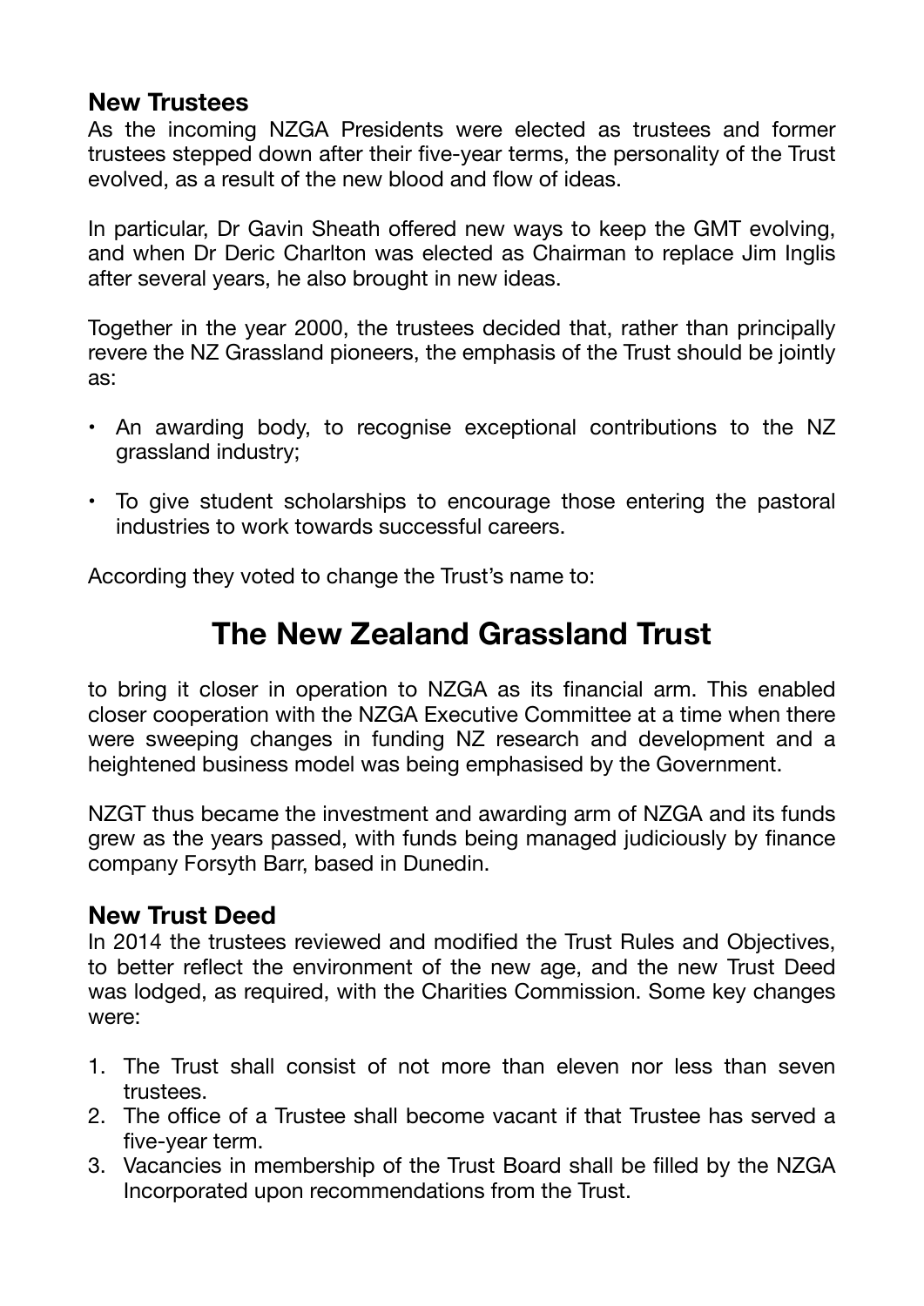## New Trustees

As the incoming NZGA Presidents were elected as trustees and former trustees stepped down after their five-year terms, the personality of the Trust evolved, as a result of the new blood and flow of ideas.

In particular, Dr Gavin Sheath offered new ways to keep the GMT evolving, and when Dr Deric Charlton was elected as Chairman to replace Jim Inglis after several years, he also brought in new ideas.

Together in the year 2000, the trustees decided that, rather than principally revere the NZ Grassland pioneers, the emphasis of the Trust should be jointly as:

- An awarding body, to recognise exceptional contributions to the NZ grassland industry;
- To give student scholarships to encourage those entering the pastoral industries to work towards successful careers.

According they voted to change the Trust's name to:

# The New Zealand Grassland Trust

to bring it closer in operation to NZGA as its financial arm. This enabled closer cooperation with the NZGA Executive Committee at a time when there were sweeping changes in funding NZ research and development and a heightened business model was being emphasised by the Government.

NZGT thus became the investment and awarding arm of NZGA and its funds grew as the years passed, with funds being managed judiciously by finance company Forsyth Barr, based in Dunedin.

## New Trust Deed

In 2014 the trustees reviewed and modified the Trust Rules and Objectives, to better reflect the environment of the new age, and the new Trust Deed was lodged, as required, with the Charities Commission. Some key changes were:

1. The Trust shall consist of not more than eleven nor less than seven trustees.
2. The office of a Trustee shall become vacant if that Trustee has served a five-year term.
3. Vacancies in membership of the Trust Board shall be filled by the NZGA Incorporated upon recommendations from the Trust.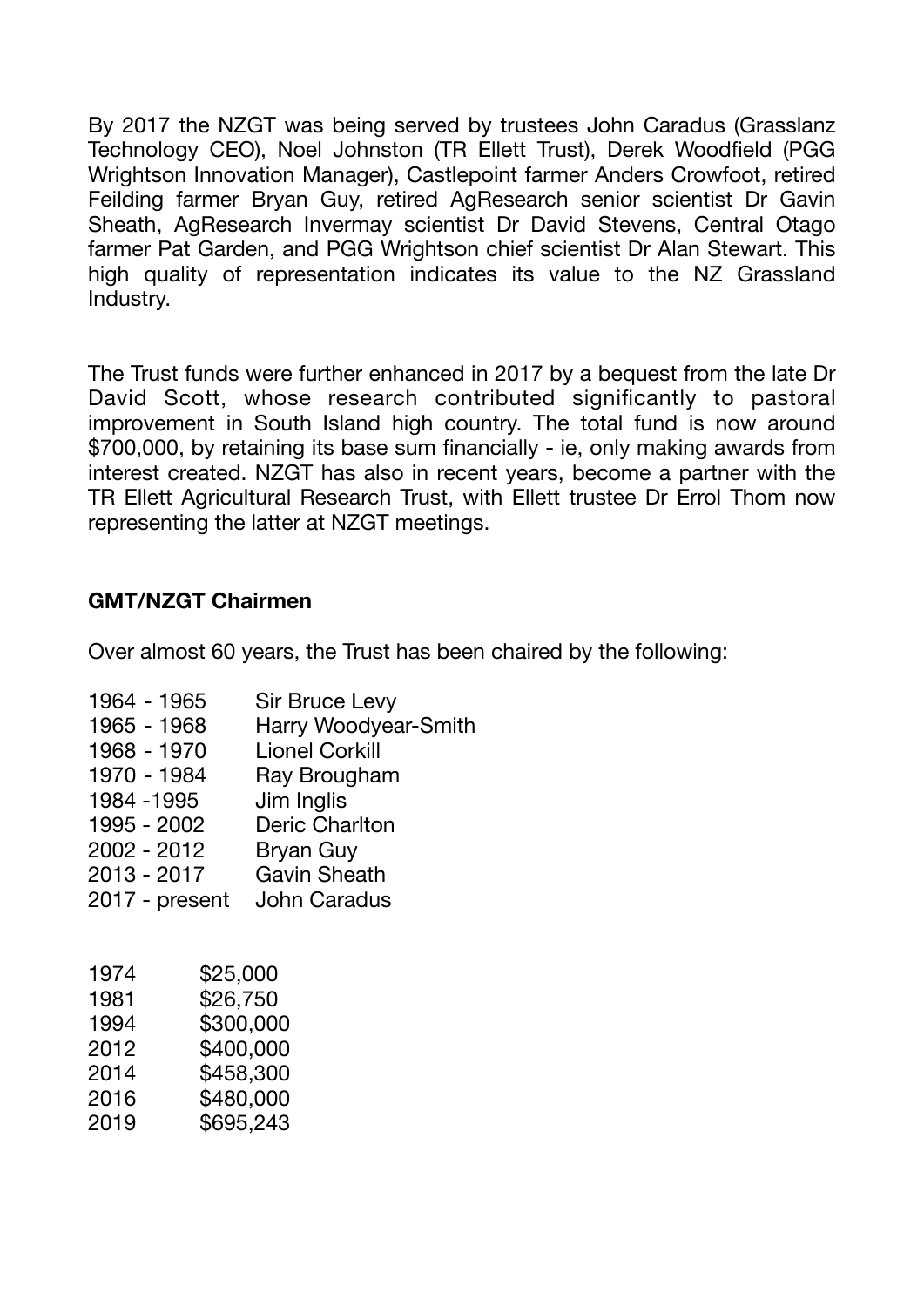By 2017 the NZGT was being served by trustees John Caradus (Grasslanz Technology CEO), Noel Johnston (TR Ellett Trust), Derek Woodfield (PGG Wrightson Innovation Manager), Castlepoint farmer Anders Crowfoot, retired Feilding farmer Bryan Guy, retired AgResearch senior scientist Dr Gavin Sheath, AgResearch Invermay scientist Dr David Stevens, Central Otago farmer Pat Garden, and PGG Wrightson chief scientist Dr Alan Stewart. This high quality of representation indicates its value to the NZ Grassland Industry.

The Trust funds were further enhanced in 2017 by a bequest from the late Dr David Scott, whose research contributed significantly to pastoral improvement in South Island high country. The total fund is now around $700,000, by retaining its base sum financially - ie, only making awards from interest created. NZGT has also in recent years, become a partner with the TR Ellett Agricultural Research Trust, with Ellett trustee Dr Errol Thom now representing the latter at NZGT meetings.

**GMT/NZGT Chairmen**

Over almost 60 years, the Trust has been chaired by the following:

| | |
|---|---|
| 1964 - 1965 | Sir Bruce Levy |
| 1965 - 1968 | Harry Woodyear-Smith |
| 1968 - 1970 | Lionel Corkill |
| 1970 - 1984 | Ray Brougham |
| 1984 -1995 | Jim Inglis |
| 1995 - 2002 | Deric Charlton |
| 2002 - 2012 | Bryan Guy |
| 2013 - 2017 | Gavin Sheath |
| 2017 - present | John Caradus |

| | |
|---|---|
| 1974 | $25,000 |
| 1981 | $26,750 |
| 1994 | $300,000 |
| 2012 | $400,000 |
| 2014 | $458,300 |
| 2016 | $480,000 |
| 2019 | $695,243 |